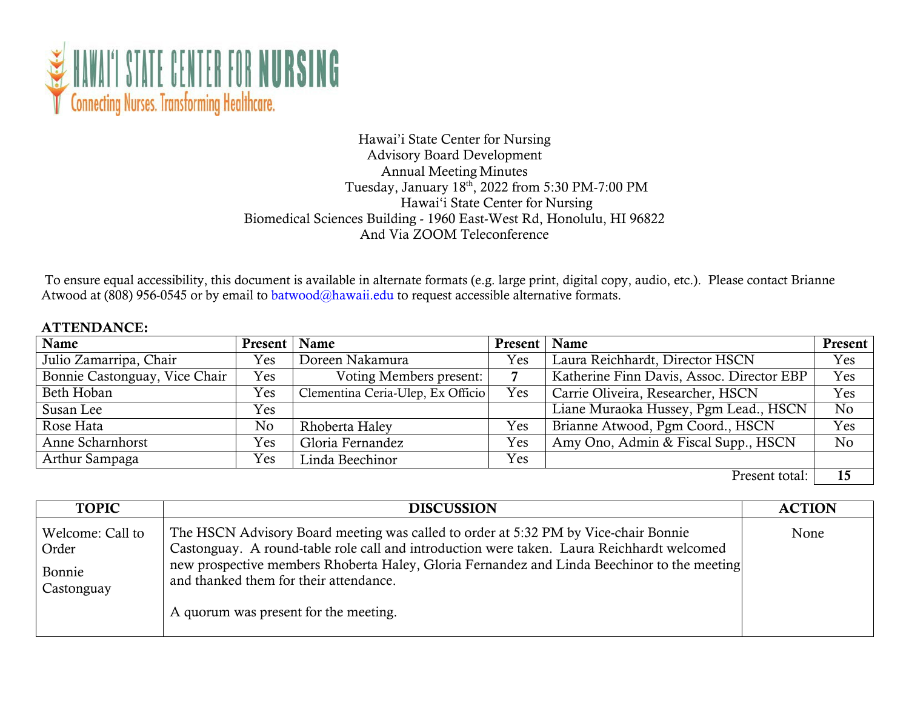HAWAIʻI STATE CENTER FOR NURSING
Connecting Nurses. Transforming Healthcare.

Hawai'i State Center for Nursing
Advisory Board Development
Annual Meeting Minutes
Tuesday, January 18th, 2022 from 5:30 PM-7:00 PM
Hawaiʻi State Center for Nursing
Biomedical Sciences Building - 1960 East-West Rd, Honolulu, HI 96822
And Via ZOOM Teleconference

To ensure equal accessibility, this document is available in alternate formats (e.g. large print, digital copy, audio, etc.). Please contact Brianne Atwood at (808) 956-0545 or by email to batwood@hawaii.edu to request accessible alternative formats.

**ATTENDANCE:**

| Name | Present | Name | Present | Name | Present |
|---|---|---|---|---|---|
| Julio Zamarripa, Chair | Yes | Doreen Nakamura | Yes | Laura Reichhardt, Director HSCN | Yes |
| Bonnie Castonguay, Vice Chair | Yes | Voting Members present: | **7** | Katherine Finn Davis, Assoc. Director EBP | Yes |
| Beth Hoban | Yes | Clementina Ceria-Ulep, Ex Officio | Yes | Carrie Oliveira, Researcher, HSCN | Yes |
| Susan Lee | Yes | | | Liane Muraoka Hussey, Pgm Lead., HSCN | No |
| Rose Hata | No | Rhoberta Haley | Yes | Brianne Atwood, Pgm Coord., HSCN | Yes |
| Anne Scharnhorst | Yes | Gloria Fernandez | Yes | Amy Ono, Admin & Fiscal Supp., HSCN | No |
| Arthur Sampaga | Yes | Linda Beechinor | Yes | | |
| | | | | Present total: | **15** |

| TOPIC | DISCUSSION | ACTION |
|---|---|---|
| Welcome: Call to Order<br><br>Bonnie Castonguay | The HSCN Advisory Board meeting was called to order at 5:32 PM by Vice-chair Bonnie Castonguay. A round-table role call and introduction were taken. Laura Reichhardt welcomed new prospective members Rhoberta Haley, Gloria Fernandez and Linda Beechinor to the meeting and thanked them for their attendance.<br><br>A quorum was present for the meeting. | None |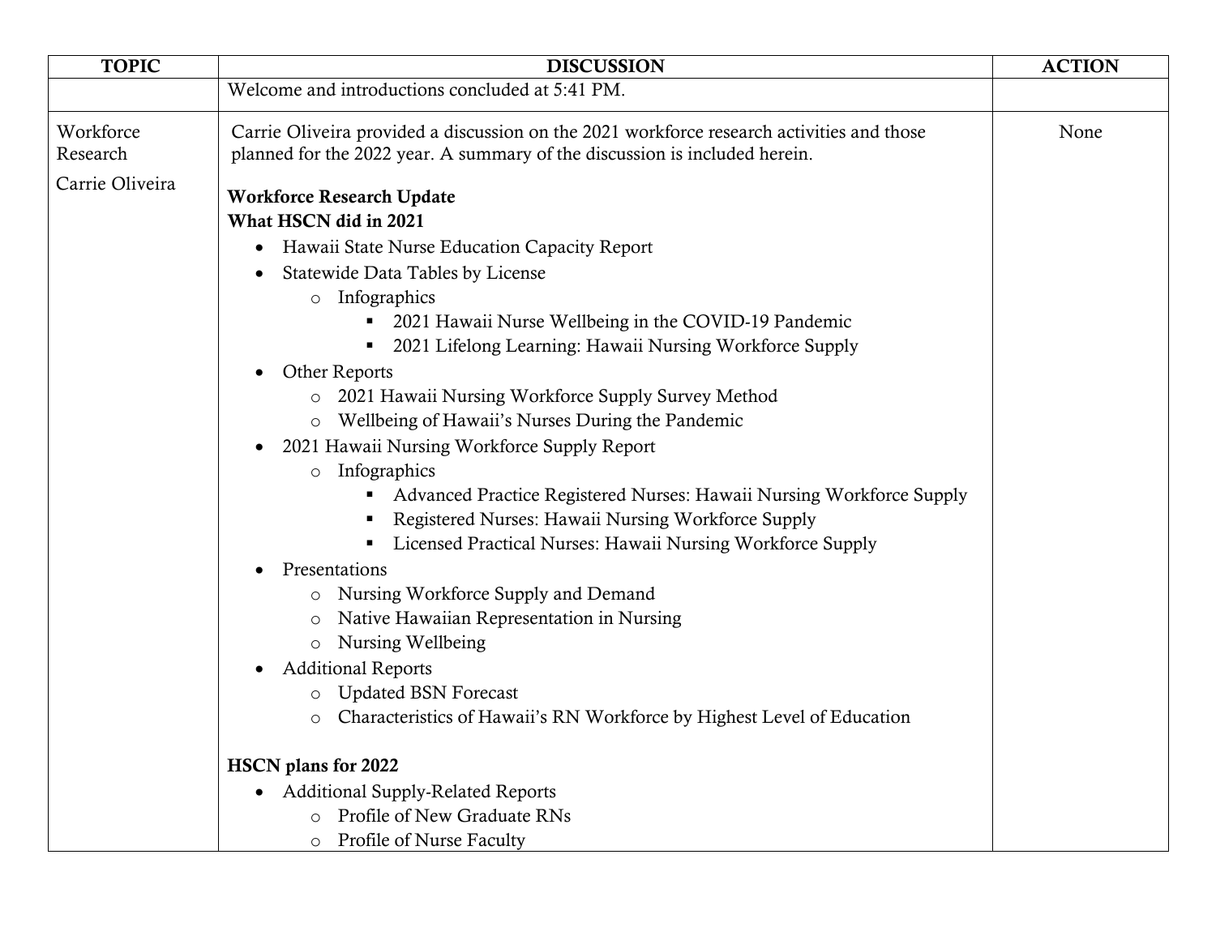| TOPIC | DISCUSSION | ACTION |
|---|---|---|
| | Welcome and introductions concluded at 5:41 PM. | |
| Workforce Research<br><br>Carrie Oliveira | Carrie Oliveira provided a discussion on the 2021 workforce research activities and those planned for the 2022 year. A summary of the discussion is included herein.<br><br>**Workforce Research Update**<br>**What HSCN did in 2021**<br>• Hawaii State Nurse Education Capacity Report<br>• Statewide Data Tables by License<br>&nbsp;&nbsp;&nbsp;&nbsp;o Infographics<br>&nbsp;&nbsp;&nbsp;&nbsp;&nbsp;&nbsp;&nbsp;&nbsp;▪ 2021 Hawaii Nurse Wellbeing in the COVID-19 Pandemic<br>&nbsp;&nbsp;&nbsp;&nbsp;&nbsp;&nbsp;&nbsp;&nbsp;▪ 2021 Lifelong Learning: Hawaii Nursing Workforce Supply<br>• Other Reports<br>&nbsp;&nbsp;&nbsp;&nbsp;o 2021 Hawaii Nursing Workforce Supply Survey Method<br>&nbsp;&nbsp;&nbsp;&nbsp;o Wellbeing of Hawaii's Nurses During the Pandemic<br>• 2021 Hawaii Nursing Workforce Supply Report<br>&nbsp;&nbsp;&nbsp;&nbsp;o Infographics<br>&nbsp;&nbsp;&nbsp;&nbsp;&nbsp;&nbsp;&nbsp;&nbsp;▪ Advanced Practice Registered Nurses: Hawaii Nursing Workforce Supply<br>&nbsp;&nbsp;&nbsp;&nbsp;&nbsp;&nbsp;&nbsp;&nbsp;▪ Registered Nurses: Hawaii Nursing Workforce Supply<br>&nbsp;&nbsp;&nbsp;&nbsp;&nbsp;&nbsp;&nbsp;&nbsp;▪ Licensed Practical Nurses: Hawaii Nursing Workforce Supply<br>• Presentations<br>&nbsp;&nbsp;&nbsp;&nbsp;o Nursing Workforce Supply and Demand<br>&nbsp;&nbsp;&nbsp;&nbsp;o Native Hawaiian Representation in Nursing<br>&nbsp;&nbsp;&nbsp;&nbsp;o Nursing Wellbeing<br>• Additional Reports<br>&nbsp;&nbsp;&nbsp;&nbsp;o Updated BSN Forecast<br>&nbsp;&nbsp;&nbsp;&nbsp;o Characteristics of Hawaii's RN Workforce by Highest Level of Education<br><br>**HSCN plans for 2022**<br>• Additional Supply-Related Reports<br>&nbsp;&nbsp;&nbsp;&nbsp;o Profile of New Graduate RNs<br>&nbsp;&nbsp;&nbsp;&nbsp;o Profile of Nurse Faculty | None |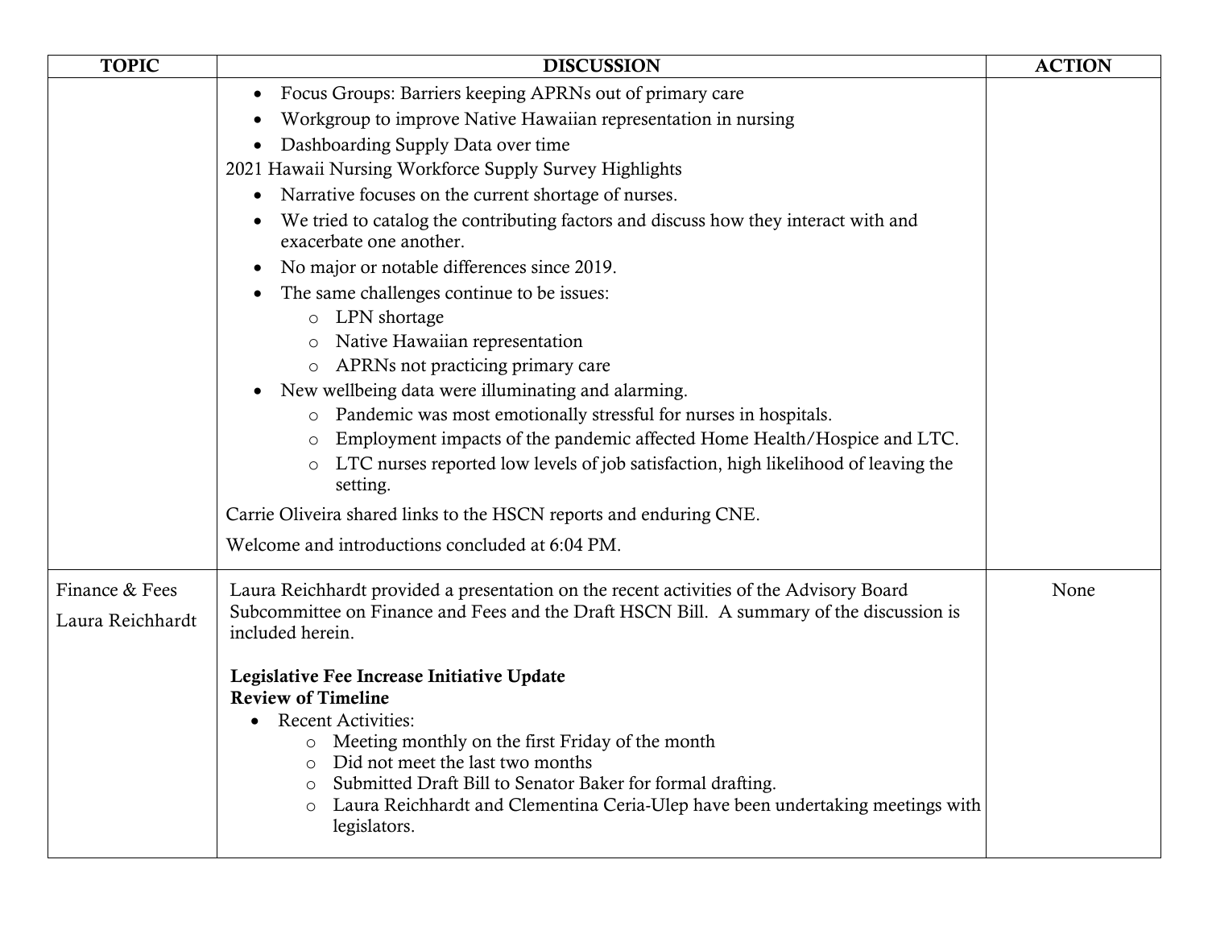| TOPIC | DISCUSSION | ACTION |
|---|---|---|
| | • Focus Groups: Barriers keeping APRNs out of primary care<br>• Workgroup to improve Native Hawaiian representation in nursing<br>• Dashboarding Supply Data over time<br>2021 Hawaii Nursing Workforce Supply Survey Highlights<br>• Narrative focuses on the current shortage of nurses.<br>• We tried to catalog the contributing factors and discuss how they interact with and exacerbate one another.<br>• No major or notable differences since 2019.<br>• The same challenges continue to be issues:<br>  o LPN shortage<br>  o Native Hawaiian representation<br>  o APRNs not practicing primary care<br>• New wellbeing data were illuminating and alarming.<br>  o Pandemic was most emotionally stressful for nurses in hospitals.<br>  o Employment impacts of the pandemic affected Home Health/Hospice and LTC.<br>  o LTC nurses reported low levels of job satisfaction, high likelihood of leaving the setting.<br>Carrie Oliveira shared links to the HSCN reports and enduring CNE.<br>Welcome and introductions concluded at 6:04 PM. | |
| Finance & Fees<br>Laura Reichhardt | Laura Reichhardt provided a presentation on the recent activities of the Advisory Board Subcommittee on Finance and Fees and the Draft HSCN Bill. A summary of the discussion is included herein.<br><br>**Legislative Fee Increase Initiative Update**<br>**Review of Timeline**<br>• Recent Activities:<br>  o Meeting monthly on the first Friday of the month<br>  o Did not meet the last two months<br>  o Submitted Draft Bill to Senator Baker for formal drafting.<br>  o Laura Reichhardt and Clementina Ceria-Ulep have been undertaking meetings with legislators. | None |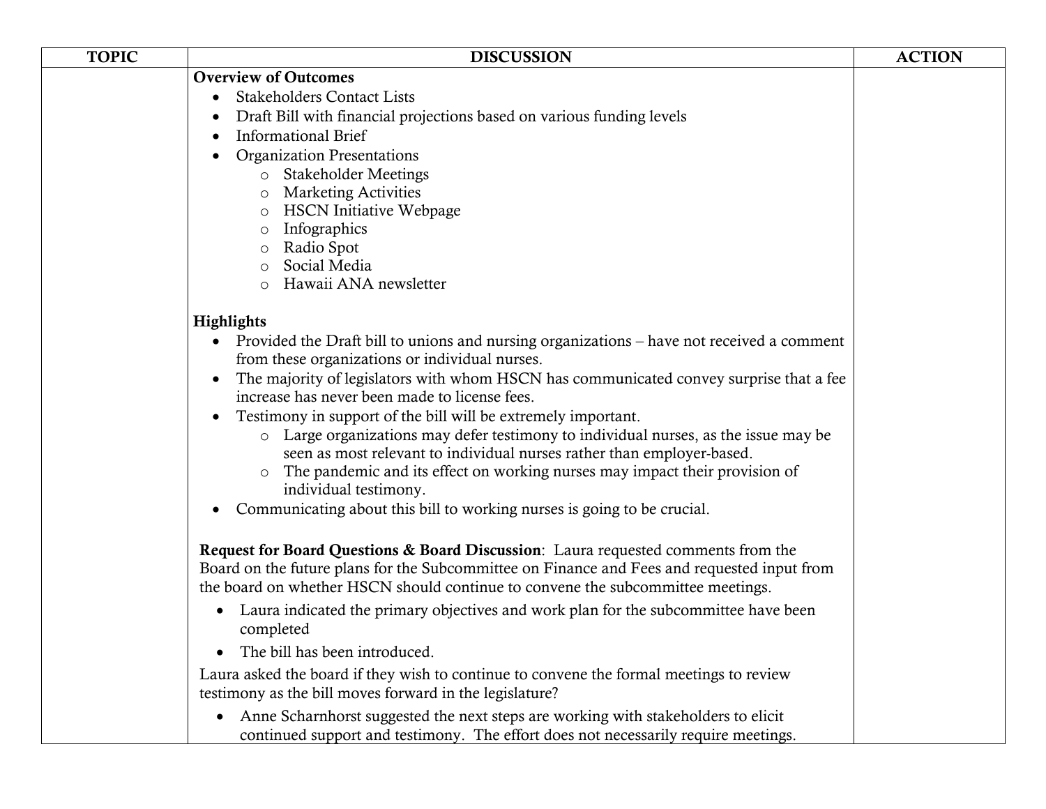| TOPIC | DISCUSSION | ACTION |
|---|---|---|
| | **Overview of Outcomes**<br>• Stakeholders Contact Lists<br>• Draft Bill with financial projections based on various funding levels<br>• Informational Brief<br>• Organization Presentations<br>&nbsp;&nbsp;&nbsp;&nbsp;○ Stakeholder Meetings<br>&nbsp;&nbsp;&nbsp;&nbsp;○ Marketing Activities<br>&nbsp;&nbsp;&nbsp;&nbsp;○ HSCN Initiative Webpage<br>&nbsp;&nbsp;&nbsp;&nbsp;○ Infographics<br>&nbsp;&nbsp;&nbsp;&nbsp;○ Radio Spot<br>&nbsp;&nbsp;&nbsp;&nbsp;○ Social Media<br>&nbsp;&nbsp;&nbsp;&nbsp;○ Hawaii ANA newsletter<br><br>**Highlights**<br>• Provided the Draft bill to unions and nursing organizations – have not received a comment from these organizations or individual nurses.<br>• The majority of legislators with whom HSCN has communicated convey surprise that a fee increase has never been made to license fees.<br>• Testimony in support of the bill will be extremely important.<br>&nbsp;&nbsp;&nbsp;&nbsp;○ Large organizations may defer testimony to individual nurses, as the issue may be seen as most relevant to individual nurses rather than employer-based.<br>&nbsp;&nbsp;&nbsp;&nbsp;○ The pandemic and its effect on working nurses may impact their provision of individual testimony.<br>• Communicating about this bill to working nurses is going to be crucial.<br><br>**Request for Board Questions & Board Discussion**: Laura requested comments from the Board on the future plans for the Subcommittee on Finance and Fees and requested input from the board on whether HSCN should continue to convene the subcommittee meetings.<br>• Laura indicated the primary objectives and work plan for the subcommittee have been completed<br>• The bill has been introduced.<br><br>Laura asked the board if they wish to continue to convene the formal meetings to review testimony as the bill moves forward in the legislature?<br>• Anne Scharnhorst suggested the next steps are working with stakeholders to elicit continued support and testimony. The effort does not necessarily require meetings. | |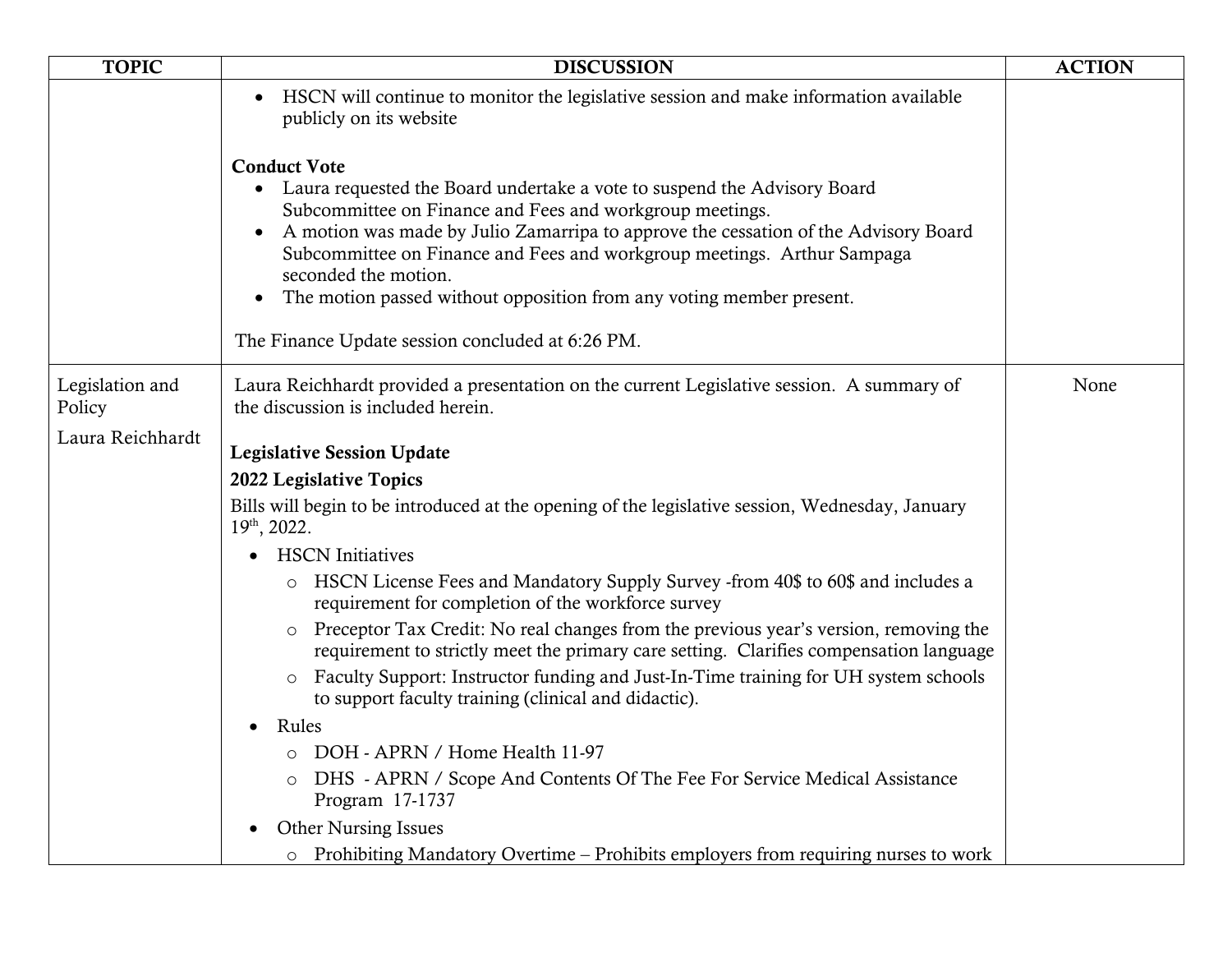| TOPIC | DISCUSSION | ACTION |
| --- | --- | --- |
| | • HSCN will continue to monitor the legislative session and make information available publicly on its website<br><br>**Conduct Vote**<br>• Laura requested the Board undertake a vote to suspend the Advisory Board Subcommittee on Finance and Fees and workgroup meetings.<br>• A motion was made by Julio Zamarripa to approve the cessation of the Advisory Board Subcommittee on Finance and Fees and workgroup meetings. Arthur Sampaga seconded the motion.<br>• The motion passed without opposition from any voting member present.<br><br>The Finance Update session concluded at 6:26 PM. | |
| Legislation and Policy<br><br>Laura Reichhardt | Laura Reichhardt provided a presentation on the current Legislative session. A summary of the discussion is included herein.<br><br>**Legislative Session Update**<br>**2022 Legislative Topics**<br>Bills will begin to be introduced at the opening of the legislative session, Wednesday, January 19th, 2022.<br>• HSCN Initiatives<br>&nbsp;&nbsp;&nbsp;&nbsp;o HSCN License Fees and Mandatory Supply Survey -from 40$ to 60$ and includes a requirement for completion of the workforce survey<br>&nbsp;&nbsp;&nbsp;&nbsp;o Preceptor Tax Credit: No real changes from the previous year's version, removing the requirement to strictly meet the primary care setting. Clarifies compensation language<br>&nbsp;&nbsp;&nbsp;&nbsp;o Faculty Support: Instructor funding and Just-In-Time training for UH system schools to support faculty training (clinical and didactic).<br>• Rules<br>&nbsp;&nbsp;&nbsp;&nbsp;o DOH - APRN / Home Health 11-97<br>&nbsp;&nbsp;&nbsp;&nbsp;o DHS - APRN / Scope And Contents Of The Fee For Service Medical Assistance Program 17-1737<br>• Other Nursing Issues<br>&nbsp;&nbsp;&nbsp;&nbsp;o Prohibiting Mandatory Overtime – Prohibits employers from requiring nurses to work | None |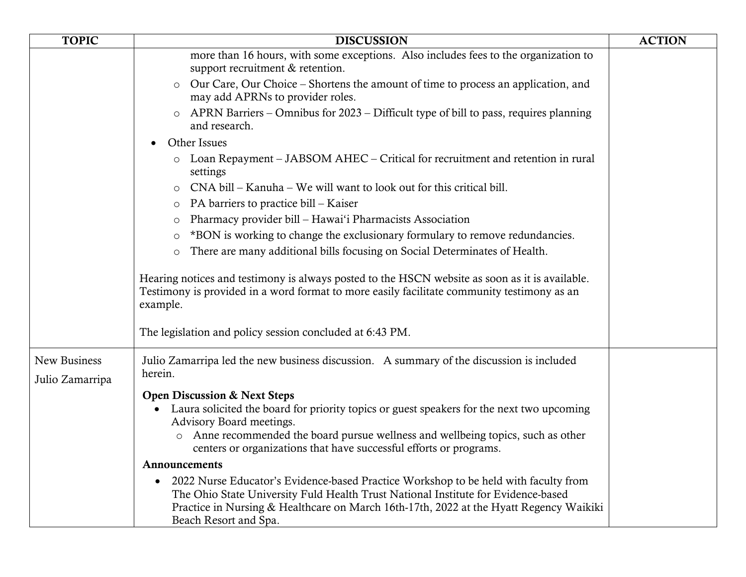| TOPIC | DISCUSSION | ACTION |
|---|---|---|
| | more than 16 hours, with some exceptions. Also includes fees to the organization to support recruitment & retention.<br>○ Our Care, Our Choice – Shortens the amount of time to process an application, and may add APRNs to provider roles.<br>○ APRN Barriers – Omnibus for 2023 – Difficult type of bill to pass, requires planning and research.<br>• Other Issues<br>○ Loan Repayment – JABSOM AHEC – Critical for recruitment and retention in rural settings<br>○ CNA bill – Kanuha – We will want to look out for this critical bill.<br>○ PA barriers to practice bill – Kaiser<br>○ Pharmacy provider bill – Hawaiʻi Pharmacists Association<br>○ *BON is working to change the exclusionary formulary to remove redundancies.<br>○ There are many additional bills focusing on Social Determinates of Health.<br><br>Hearing notices and testimony is always posted to the HSCN website as soon as it is available. Testimony is provided in a word format to more easily facilitate community testimony as an example.<br><br>The legislation and policy session concluded at 6:43 PM. | |
| New Business<br>Julio Zamarripa | Julio Zamarripa led the new business discussion. A summary of the discussion is included herein.<br><br>**Open Discussion & Next Steps**<br>• Laura solicited the board for priority topics or guest speakers for the next two upcoming Advisory Board meetings.<br>○ Anne recommended the board pursue wellness and wellbeing topics, such as other centers or organizations that have successful efforts or programs.<br><br>**Announcements**<br>• 2022 Nurse Educator's Evidence-based Practice Workshop to be held with faculty from The Ohio State University Fuld Health Trust National Institute for Evidence-based Practice in Nursing & Healthcare on March 16th-17th, 2022 at the Hyatt Regency Waikiki Beach Resort and Spa. | |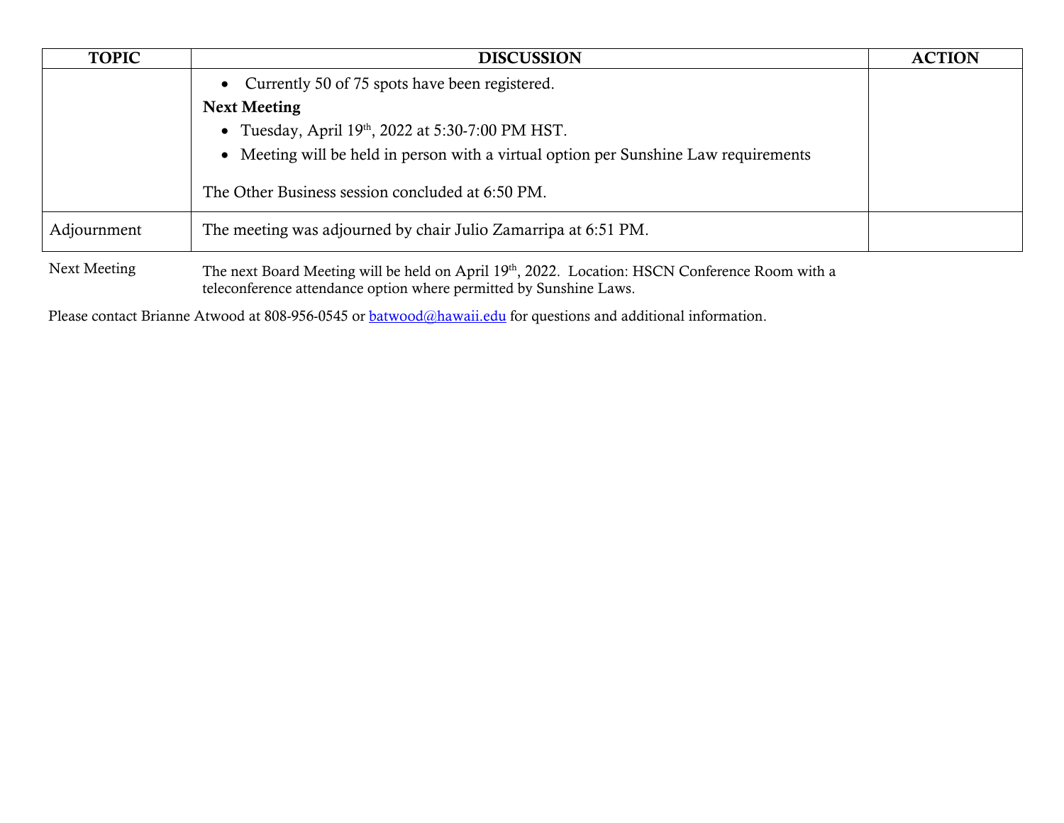| TOPIC | DISCUSSION | ACTION |
|---|---|---|
| | • Currently 50 of 75 spots have been registered.<br>**Next Meeting**<br>• Tuesday, April 19th, 2022 at 5:30-7:00 PM HST.<br>• Meeting will be held in person with a virtual option per Sunshine Law requirements<br><br>The Other Business session concluded at 6:50 PM. | |
| Adjournment | The meeting was adjourned by chair Julio Zamarripa at 6:51 PM. | |

Next Meeting — The next Board Meeting will be held on April 19th, 2022. Location: HSCN Conference Room with a teleconference attendance option where permitted by Sunshine Laws.

Please contact Brianne Atwood at 808-956-0545 or batwood@hawaii.edu for questions and additional information.